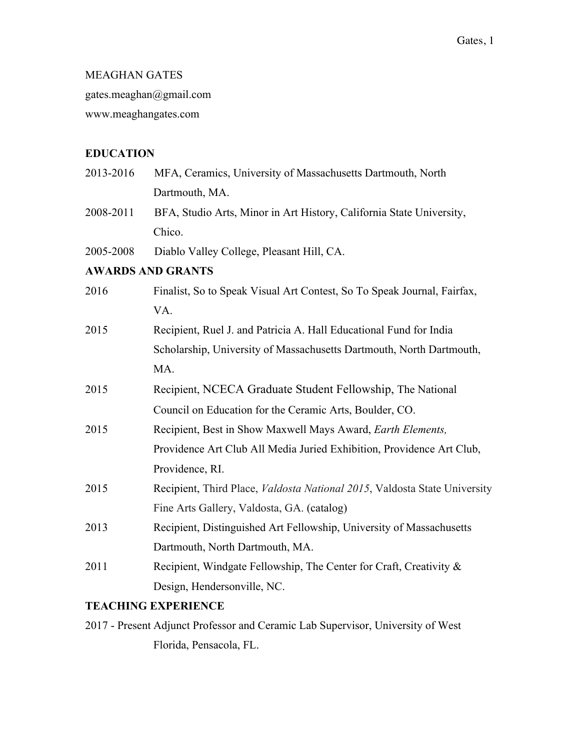MEAGHAN GATES

gates.meaghan@gmail.com

www.meaghangates.com

## EDUCATION

2013-2016 MFA, Ceramics, University of Massachusetts Dartmouth, North Dartmouth, MA.

2008-2011 BFA, Studio Arts, Minor in Art History, California State University, Chico.

2005-2008 Diablo Valley College, Pleasant Hill, CA.

## AWARDS AND GRANTS

2016 Finalist, So to Speak Visual Art Contest, So To Speak Journal, Fairfax, VA.

2015 Recipient, Ruel J. and Patricia A. Hall Educational Fund for India Scholarship, University of Massachusetts Dartmouth, North Dartmouth, MA.

2015 Recipient, NCECA Graduate Student Fellowship, The National Council on Education for the Ceramic Arts, Boulder, CO.

2015 Recipient, Best in Show Maxwell Mays Award, *Earth Elements,* Providence Art Club All Media Juried Exhibition, Providence Art Club, Providence, RI.

2015 Recipient, Third Place, *Valdosta National 2015*, Valdosta State University Fine Arts Gallery, Valdosta, GA. (catalog)

2013 Recipient, Distinguished Art Fellowship, University of Massachusetts Dartmouth, North Dartmouth, MA.

2011 Recipient, Windgate Fellowship, The Center for Craft, Creativity & Design, Hendersonville, NC.

## TEACHING EXPERIENCE

2017 - Present Adjunct Professor and Ceramic Lab Supervisor, University of West Florida, Pensacola, FL.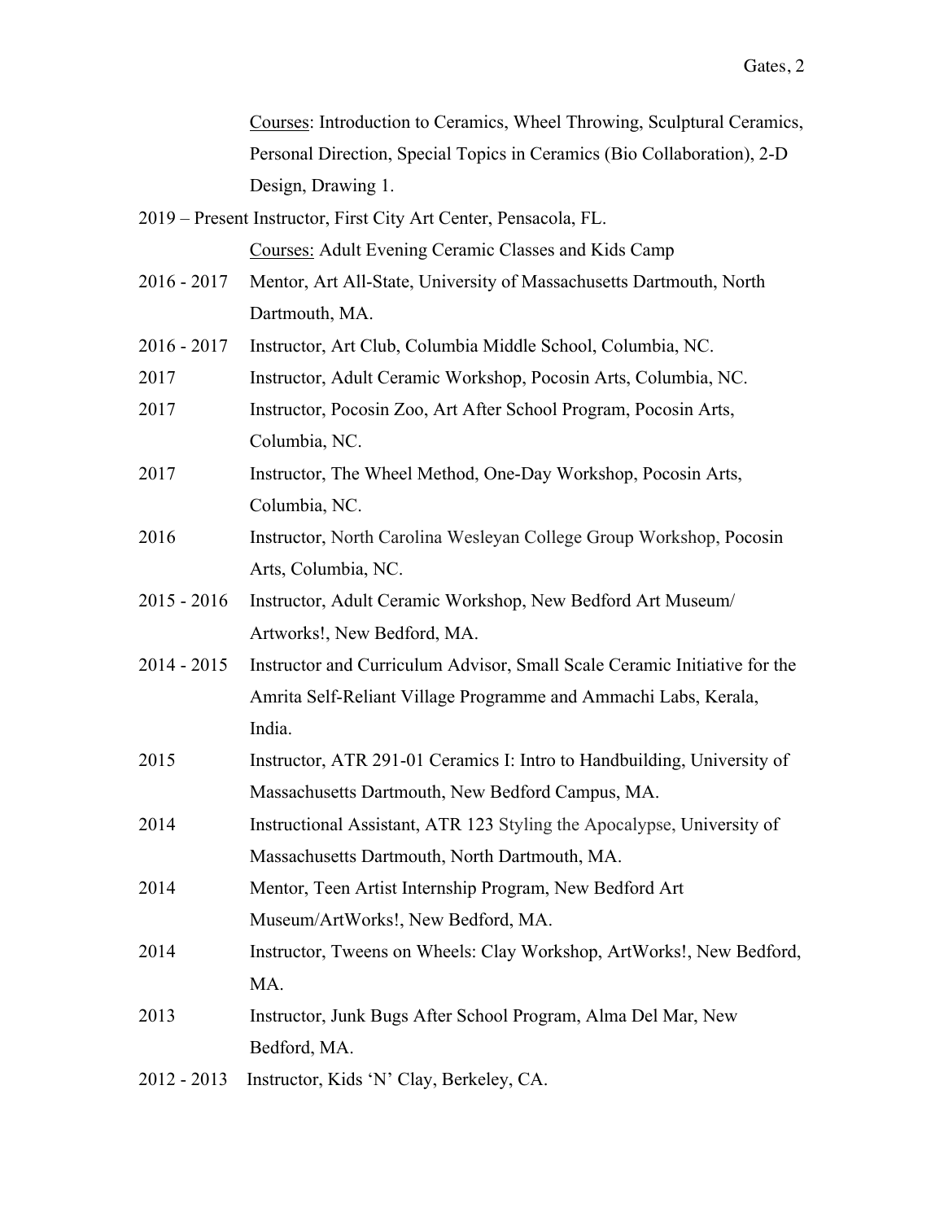Courses: Introduction to Ceramics, Wheel Throwing, Sculptural Ceramics, Personal Direction, Special Topics in Ceramics (Bio Collaboration), 2-D Design, Drawing 1.

2019 – Present Instructor, First City Art Center, Pensacola, FL.
Courses: Adult Evening Ceramic Classes and Kids Camp

2016 - 2017 Mentor, Art All-State, University of Massachusetts Dartmouth, North Dartmouth, MA.

2016 - 2017 Instructor, Art Club, Columbia Middle School, Columbia, NC.

2017 Instructor, Adult Ceramic Workshop, Pocosin Arts, Columbia, NC.

2017 Instructor, Pocosin Zoo, Art After School Program, Pocosin Arts, Columbia, NC.

2017 Instructor, The Wheel Method, One-Day Workshop, Pocosin Arts, Columbia, NC.

2016 Instructor, North Carolina Wesleyan College Group Workshop, Pocosin Arts, Columbia, NC.

2015 - 2016 Instructor, Adult Ceramic Workshop, New Bedford Art Museum/ Artworks!, New Bedford, MA.

2014 - 2015 Instructor and Curriculum Advisor, Small Scale Ceramic Initiative for the Amrita Self-Reliant Village Programme and Ammachi Labs, Kerala, India.

2015 Instructor, ATR 291-01 Ceramics I: Intro to Handbuilding, University of Massachusetts Dartmouth, New Bedford Campus, MA.

2014 Instructional Assistant, ATR 123 Styling the Apocalypse, University of Massachusetts Dartmouth, North Dartmouth, MA.

2014 Mentor, Teen Artist Internship Program, New Bedford Art Museum/ArtWorks!, New Bedford, MA.

2014 Instructor, Tweens on Wheels: Clay Workshop, ArtWorks!, New Bedford, MA.

2013 Instructor, Junk Bugs After School Program, Alma Del Mar, New Bedford, MA.

2012 - 2013 Instructor, Kids 'N' Clay, Berkeley, CA.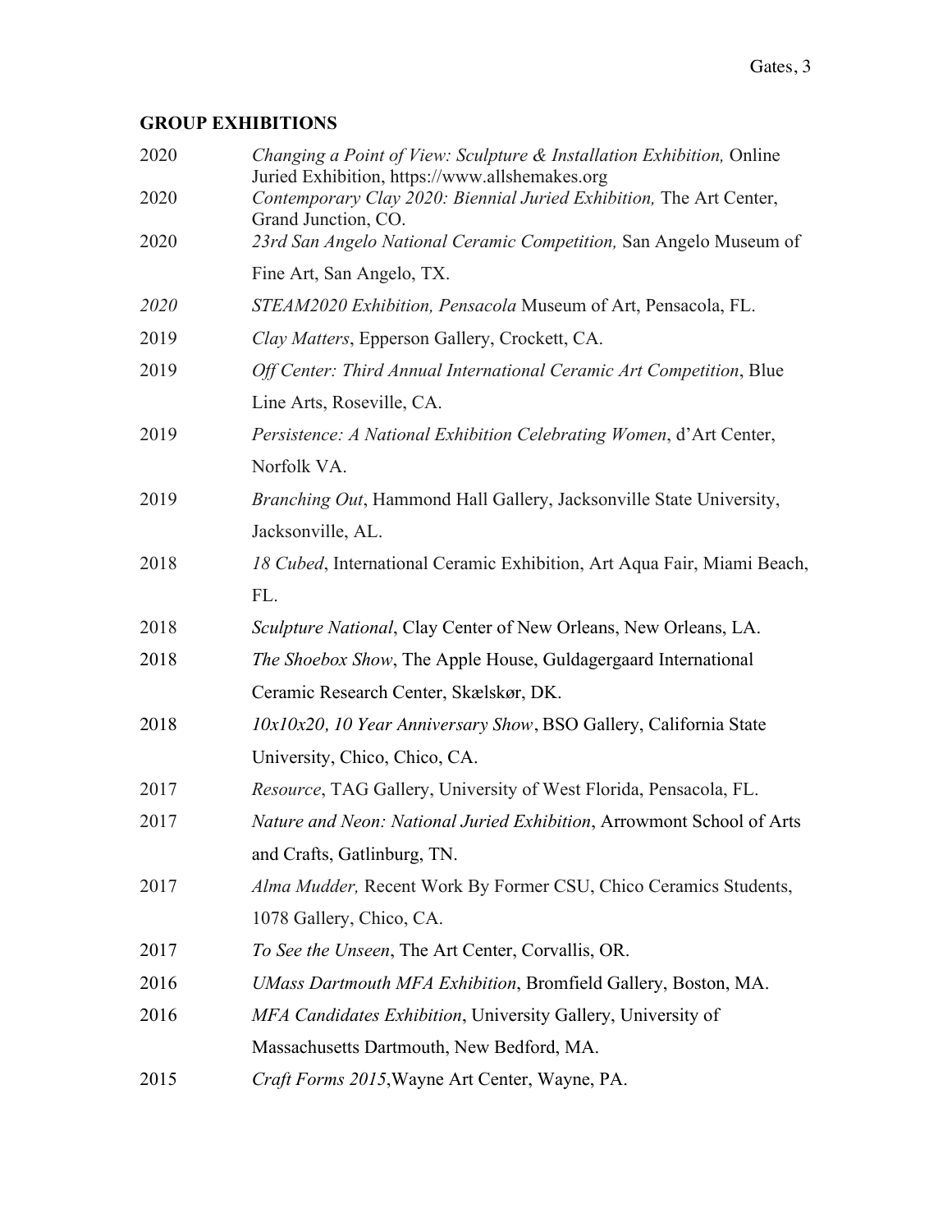## GROUP EXHIBITIONS

2020 *Changing a Point of View: Sculpture & Installation Exhibition,* Online Juried Exhibition, https://www.allshemakes.org

2020 *Contemporary Clay 2020: Biennial Juried Exhibition,* The Art Center, Grand Junction, CO.

2020 *23rd San Angelo National Ceramic Competition,* San Angelo Museum of Fine Art, San Angelo, TX.

*2020* *STEAM2020 Exhibition, Pensacola* Museum of Art, Pensacola, FL.

2019 *Clay Matters*, Epperson Gallery, Crockett, CA.

2019 *Off Center: Third Annual International Ceramic Art Competition*, Blue Line Arts, Roseville, CA.

2019 *Persistence: A National Exhibition Celebrating Women*, d'Art Center, Norfolk VA.

2019 *Branching Out*, Hammond Hall Gallery, Jacksonville State University, Jacksonville, AL.

2018 *18 Cubed*, International Ceramic Exhibition, Art Aqua Fair, Miami Beach, FL.

2018 *Sculpture National*, Clay Center of New Orleans, New Orleans, LA.

2018 *The Shoebox Show*, The Apple House, Guldagergaard International Ceramic Research Center, Skælskør, DK.

2018 *10x10x20, 10 Year Anniversary Show*, BSO Gallery, California State University, Chico, Chico, CA.

2017 *Resource*, TAG Gallery, University of West Florida, Pensacola, FL.

2017 *Nature and Neon: National Juried Exhibition*, Arrowmont School of Arts and Crafts, Gatlinburg, TN.

2017 *Alma Mudder,* Recent Work By Former CSU, Chico Ceramics Students, 1078 Gallery, Chico, CA.

2017 *To See the Unseen*, The Art Center, Corvallis, OR.

2016 *UMass Dartmouth MFA Exhibition*, Bromfield Gallery, Boston, MA.

2016 *MFA Candidates Exhibition*, University Gallery, University of Massachusetts Dartmouth, New Bedford, MA.

2015 *Craft Forms 2015*,Wayne Art Center, Wayne, PA.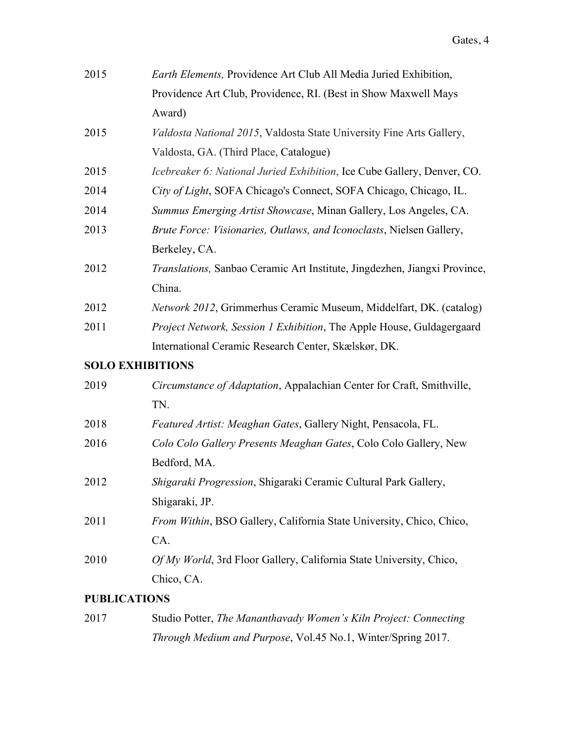2015 *Earth Elements,* Providence Art Club All Media Juried Exhibition, Providence Art Club, Providence, RI. (Best in Show Maxwell Mays Award)

2015 *Valdosta National 2015*, Valdosta State University Fine Arts Gallery, Valdosta, GA. (Third Place, Catalogue)

2015 *Icebreaker 6: National Juried Exhibition*, Ice Cube Gallery, Denver, CO.

2014 *City of Light*, SOFA Chicago's Connect, SOFA Chicago, Chicago, IL.

2014 *Summus Emerging Artist Showcase*, Minan Gallery, Los Angeles, CA.

2013 *Brute Force: Visionaries, Outlaws, and Iconoclasts*, Nielsen Gallery, Berkeley, CA.

2012 *Translations,* Sanbao Ceramic Art Institute, Jingdezhen, Jiangxi Province, China.

2012 *Network 2012*, Grimmerhus Ceramic Museum, Middelfart, DK. (catalog)

2011 *Project Network, Session 1 Exhibition*, The Apple House, Guldagergaard International Ceramic Research Center, Skælskør, DK.

**SOLO EXHIBITIONS**

2019 *Circumstance of Adaptation*, Appalachian Center for Craft, Smithville, TN.

2018 *Featured Artist: Meaghan Gates*, Gallery Night, Pensacola, FL.

2016 *Colo Colo Gallery Presents Meaghan Gates*, Colo Colo Gallery, New Bedford, MA.

2012 *Shigaraki Progression*, Shigaraki Ceramic Cultural Park Gallery, Shigaraki, JP.

2011 *From Within*, BSO Gallery, California State University, Chico, Chico, CA.

2010 *Of My World*, 3rd Floor Gallery, California State University, Chico, Chico, CA.

**PUBLICATIONS**

2017 Studio Potter, *The Mananthavady Women's Kiln Project: Connecting Through Medium and Purpose*, Vol.45 No.1, Winter/Spring 2017.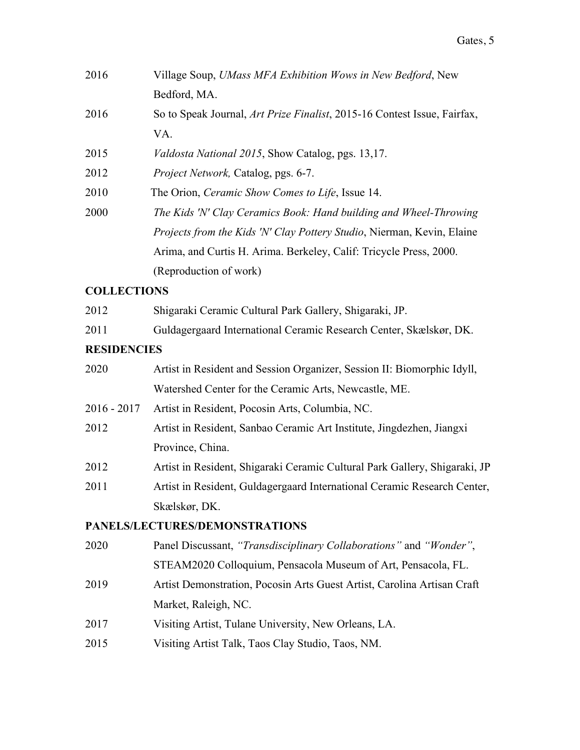2016 Village Soup, *UMass MFA Exhibition Wows in New Bedford*, New Bedford, MA.

2016 So to Speak Journal, *Art Prize Finalist*, 2015-16 Contest Issue, Fairfax, VA.

2015 *Valdosta National 2015*, Show Catalog, pgs. 13,17.

2012 *Project Network,* Catalog, pgs. 6-7.

2010 The Orion, *Ceramic Show Comes to Life*, Issue 14.

2000 *The Kids 'N' Clay Ceramics Book: Hand building and Wheel-Throwing Projects from the Kids 'N' Clay Pottery Studio*, Nierman, Kevin, Elaine Arima, and Curtis H. Arima. Berkeley, Calif: Tricycle Press, 2000. (Reproduction of work)

**COLLECTIONS**

2012 Shigaraki Ceramic Cultural Park Gallery, Shigaraki, JP.

2011 Guldagergaard International Ceramic Research Center, Skælskør, DK.

**RESIDENCIES**

2020 Artist in Resident and Session Organizer, Session II: Biomorphic Idyll, Watershed Center for the Ceramic Arts, Newcastle, ME.

2016 - 2017 Artist in Resident, Pocosin Arts, Columbia, NC.

2012 Artist in Resident, Sanbao Ceramic Art Institute, Jingdezhen, Jiangxi Province, China.

2012 Artist in Resident, Shigaraki Ceramic Cultural Park Gallery, Shigaraki, JP

2011 Artist in Resident, Guldagergaard International Ceramic Research Center, Skælskør, DK.

**PANELS/LECTURES/DEMONSTRATIONS**

2020 Panel Discussant, *"Transdisciplinary Collaborations"* and *"Wonder"*, STEAM2020 Colloquium, Pensacola Museum of Art, Pensacola, FL.

2019 Artist Demonstration, Pocosin Arts Guest Artist, Carolina Artisan Craft Market, Raleigh, NC.

2017 Visiting Artist, Tulane University, New Orleans, LA.

2015 Visiting Artist Talk, Taos Clay Studio, Taos, NM.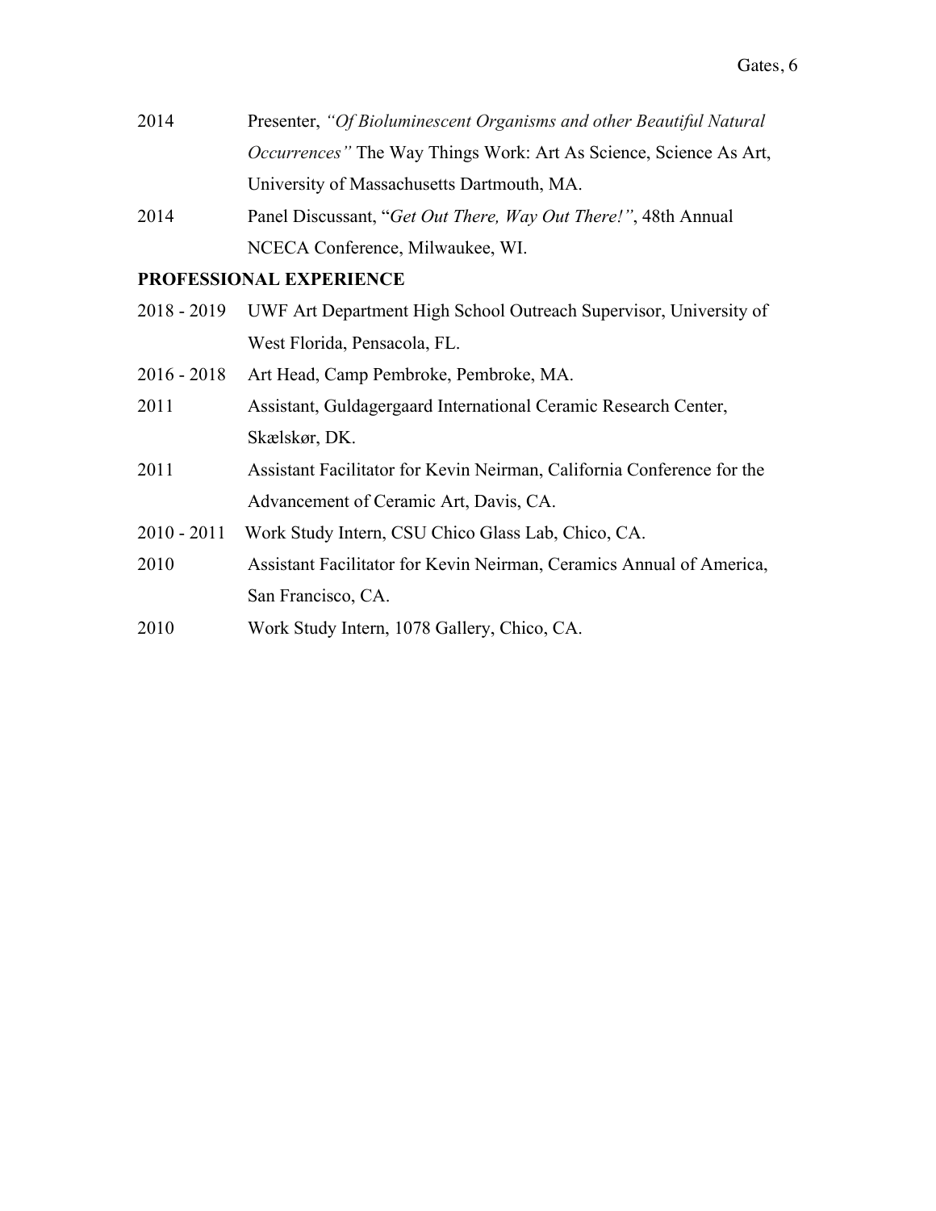2014 Presenter, *"Of Bioluminescent Organisms and other Beautiful Natural Occurrences"* The Way Things Work: Art As Science, Science As Art, University of Massachusetts Dartmouth, MA.

2014 Panel Discussant, "*Get Out There, Way Out There!"*, 48th Annual NCECA Conference, Milwaukee, WI.

**PROFESSIONAL EXPERIENCE**

2018 - 2019 UWF Art Department High School Outreach Supervisor, University of West Florida, Pensacola, FL.

2016 - 2018 Art Head, Camp Pembroke, Pembroke, MA.

2011 Assistant, Guldagergaard International Ceramic Research Center, Skælskør, DK.

2011 Assistant Facilitator for Kevin Neirman, California Conference for the Advancement of Ceramic Art, Davis, CA.

2010 - 2011 Work Study Intern, CSU Chico Glass Lab, Chico, CA.

2010 Assistant Facilitator for Kevin Neirman, Ceramics Annual of America, San Francisco, CA.

2010 Work Study Intern, 1078 Gallery, Chico, CA.